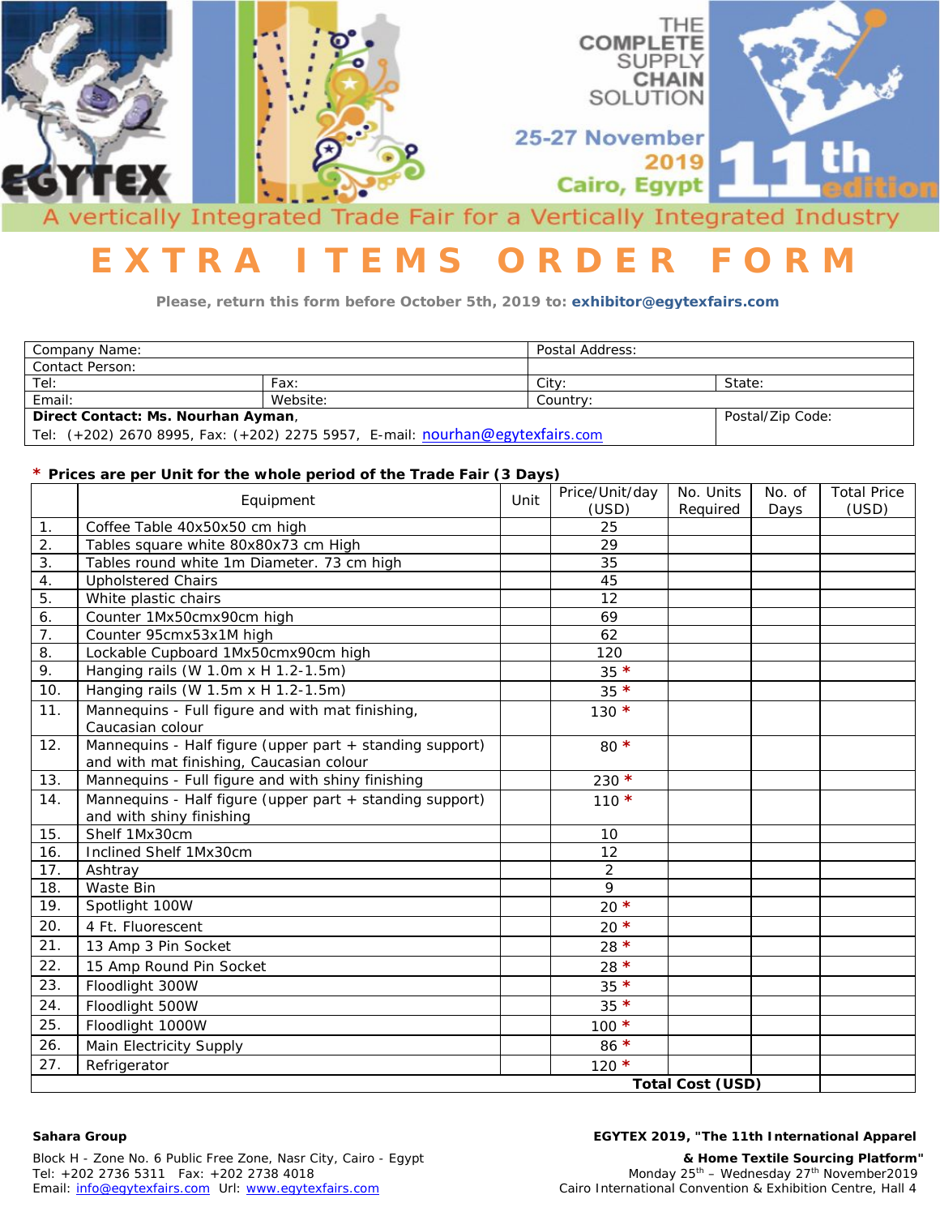EGYTEX

THE COMPLETE SUPPLY CHAIN SOLUTION

25-27 November 2019 Cairo, Egypt

11th edition

A vertically Integrated Trade Fair for a Vertically Integrated Industry

# EXTRA ITEMS ORDER FORM

Please, return this form before October 5th, 2019 to: **exhibitor@egytexfairs.com**

| Company Name: | | Postal Address: | |
|---|---|---|---|
| Contact Person: | | | |
| Tel: | Fax: | City: | State: |
| Email: | Website: | Country: | |
| **Direct Contact: Ms. Nourhan Ayman**, Tel: (+202) 2670 8995, Fax: (+202) 2275 5957, E-mail: nourhan@egytexfairs.com | | | Postal/Zip Code: |

**\* Prices are per Unit for the whole period of the Trade Fair (3 Days)**

| | Equipment | Unit | Price/Unit/day (USD) | No. Units Required | No. of Days | Total Price (USD) |
|---|---|---|---|---|---|---|
| 1. | Coffee Table 40x50x50 cm high | | 25 | | | |
| 2. | Tables square white 80x80x73 cm High | | 29 | | | |
| 3. | Tables round white 1m Diameter. 73 cm high | | 35 | | | |
| 4. | Upholstered Chairs | | 45 | | | |
| 5. | White plastic chairs | | 12 | | | |
| 6. | Counter 1Mx50cmx90cm high | | 69 | | | |
| 7. | Counter 95cmx53x1M high | | 62 | | | |
| 8. | Lockable Cupboard 1Mx50cmx90cm high | | 120 | | | |
| 9. | Hanging rails (W 1.0m x H 1.2-1.5m) | | 35 * | | | |
| 10. | Hanging rails (W 1.5m x H 1.2-1.5m) | | 35 * | | | |
| 11. | Mannequins - Full figure and with mat finishing, Caucasian colour | | 130 * | | | |
| 12. | Mannequins - Half figure (upper part + standing support) and with mat finishing, Caucasian colour | | 80 * | | | |
| 13. | Mannequins - Full figure and with shiny finishing | | 230 * | | | |
| 14. | Mannequins - Half figure (upper part + standing support) and with shiny finishing | | 110 * | | | |
| 15. | Shelf 1Mx30cm | | 10 | | | |
| 16. | Inclined Shelf 1Mx30cm | | 12 | | | |
| 17. | Ashtray | | 2 | | | |
| 18. | Waste Bin | | 9 | | | |
| 19. | Spotlight 100W | | 20 * | | | |
| 20. | 4 Ft. Fluorescent | | 20 * | | | |
| 21. | 13 Amp 3 Pin Socket | | 28 * | | | |
| 22. | 15 Amp Round Pin Socket | | 28 * | | | |
| 23. | Floodlight 300W | | 35 * | | | |
| 24. | Floodlight 500W | | 35 * | | | |
| 25. | Floodlight 1000W | | 100 * | | | |
| 26. | Main Electricity Supply | | 86 * | | | |
| 27. | Refrigerator | | 120 * | | | |
| | | | | **Total Cost (USD)** | | |

**Sahara Group**

Block H - Zone No. 6 Public Free Zone, Nasr City, Cairo - Egypt
Tel: +202 2736 5311 Fax: +202 2738 4018
Email: info@egytexfairs.com Url: www.egytexfairs.com

**EGYTEX 2019, "The 11th International Apparel & Home Textile Sourcing Platform"**
Monday 25th – Wednesday 27th November2019
Cairo International Convention & Exhibition Centre, Hall 4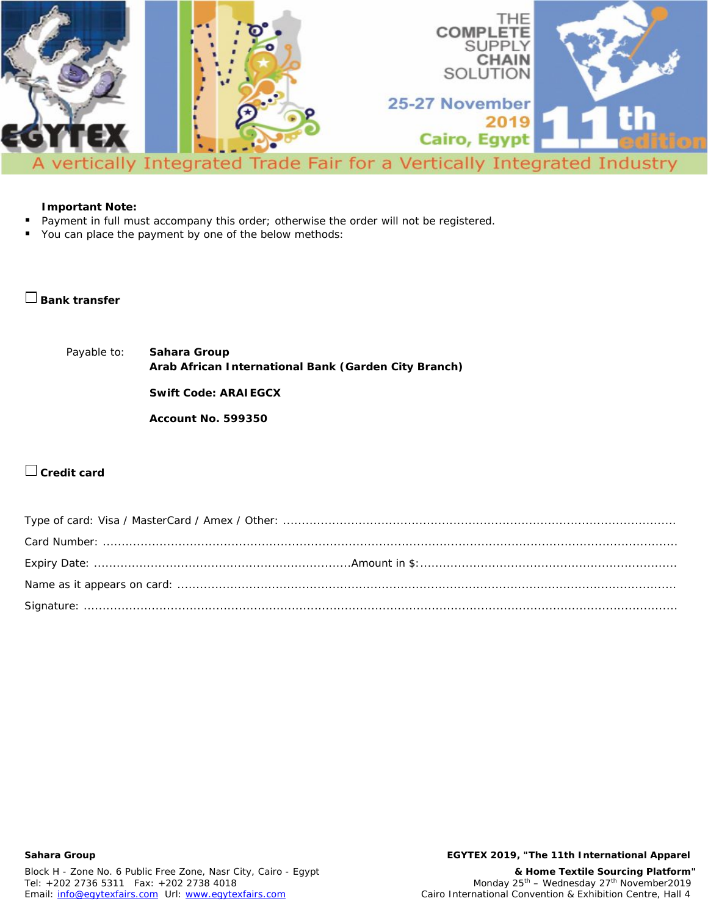**Important Note:**

- Payment in full must accompany this order; otherwise the order will not be registered.
- You can place the payment by one of the below methods:

☐ **Bank transfer**

Payable to: **Sahara Group**
**Arab African International Bank (Garden City Branch)**

**Swift Code: ARAIEGCX**

**Account No. 599350**

☐ **Credit card**

Type of card: Visa / MasterCard / Amex / Other: ..........................................................................................................

Card Number: ..........................................................................................................................................................

Expiry Date: ....................................................................Amount in $:...................................................................

Name as it appears on card: ....................................................................................................................................

Signature: ...............................................................................................................................................................

**Sahara Group**

Block H - Zone No. 6 Public Free Zone, Nasr City, Cairo - Egypt
Tel: +202 2736 5311 Fax: +202 2738 4018
Email: info@egytexfairs.com Url: www.egytexfairs.com

**EGYTEX 2019, "The 11th International Apparel & Home Textile Sourcing Platform"**
Monday 25th – Wednesday 27th November2019
Cairo International Convention & Exhibition Centre, Hall 4